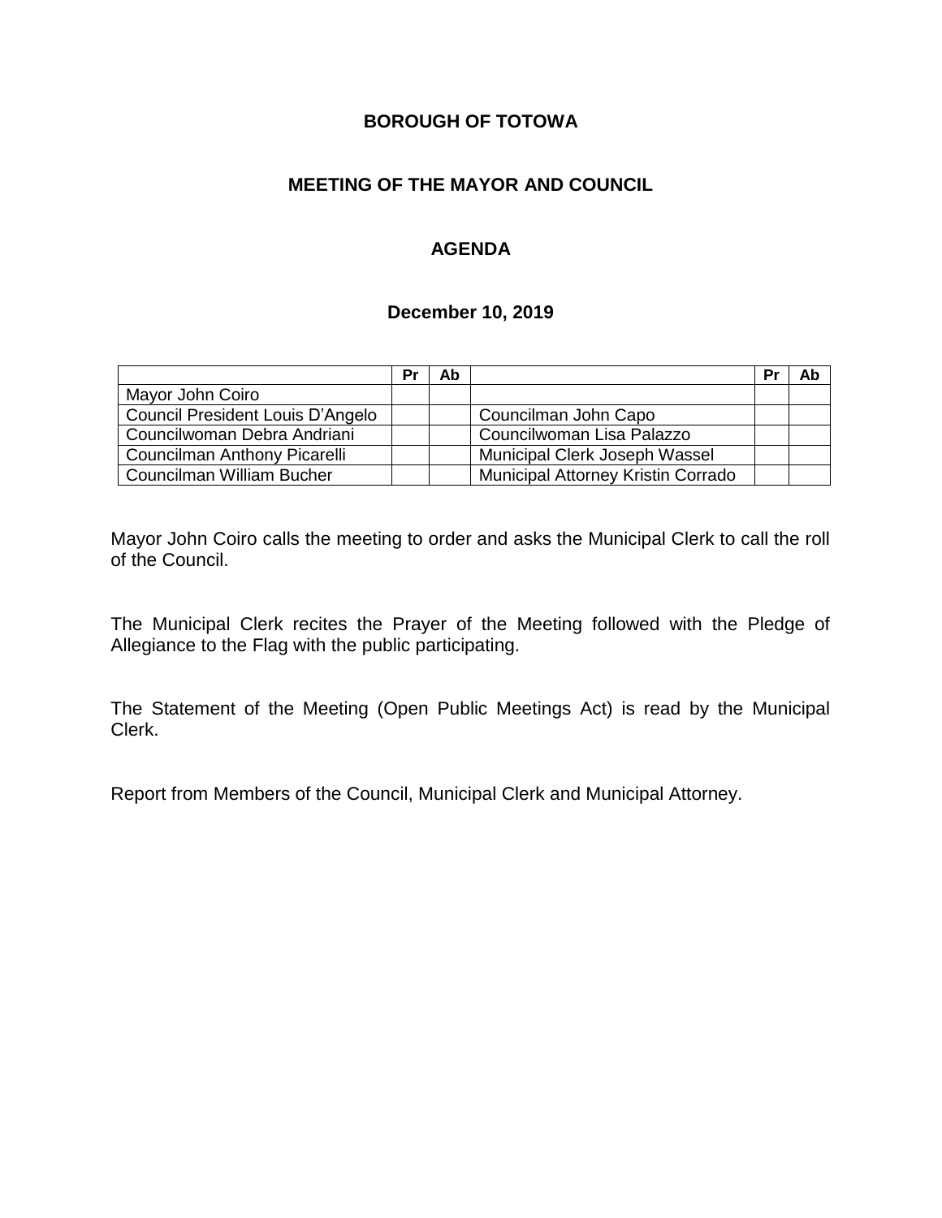**BOROUGH OF TOTOWA**

**MEETING OF THE MAYOR AND COUNCIL**

**AGENDA**

**December 10, 2019**

| | Pr | Ab | | Pr | Ab |
|---|---|---|---|---|---|
| Mayor John Coiro | | | | | |
| Council President Louis D'Angelo | | | Councilman John Capo | | |
| Councilwoman Debra Andriani | | | Councilwoman Lisa Palazzo | | |
| Councilman Anthony Picarelli | | | Municipal Clerk Joseph Wassel | | |
| Councilman William Bucher | | | Municipal Attorney Kristin Corrado | | |

Mayor John Coiro calls the meeting to order and asks the Municipal Clerk to call the roll of the Council.

The Municipal Clerk recites the Prayer of the Meeting followed with the Pledge of Allegiance to the Flag with the public participating.

The Statement of the Meeting (Open Public Meetings Act) is read by the Municipal Clerk.

Report from Members of the Council, Municipal Clerk and Municipal Attorney.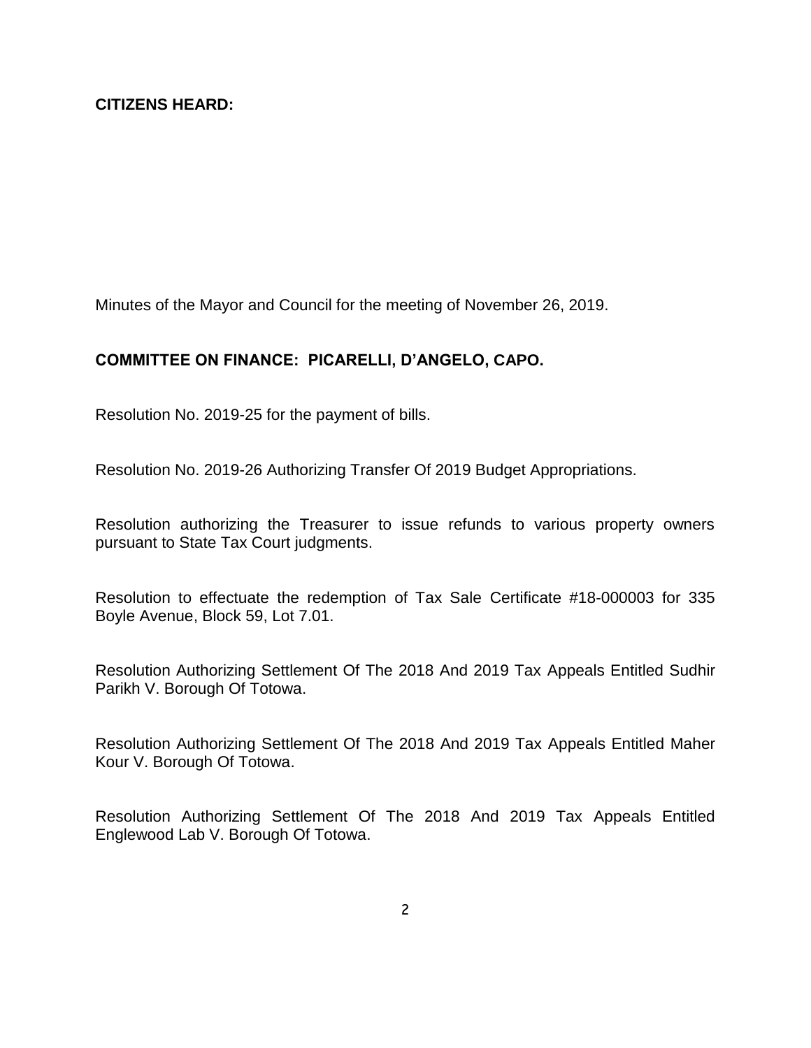**CITIZENS HEARD:**

Minutes of the Mayor and Council for the meeting of November 26, 2019.

**COMMITTEE ON FINANCE: PICARELLI, D'ANGELO, CAPO.**

Resolution No. 2019-25 for the payment of bills.

Resolution No. 2019-26 Authorizing Transfer Of 2019 Budget Appropriations.

Resolution authorizing the Treasurer to issue refunds to various property owners pursuant to State Tax Court judgments.

Resolution to effectuate the redemption of Tax Sale Certificate #18-000003 for 335 Boyle Avenue, Block 59, Lot 7.01.

Resolution Authorizing Settlement Of The 2018 And 2019 Tax Appeals Entitled Sudhir Parikh V. Borough Of Totowa.

Resolution Authorizing Settlement Of The 2018 And 2019 Tax Appeals Entitled Maher Kour V. Borough Of Totowa.

Resolution Authorizing Settlement Of The 2018 And 2019 Tax Appeals Entitled Englewood Lab V. Borough Of Totowa.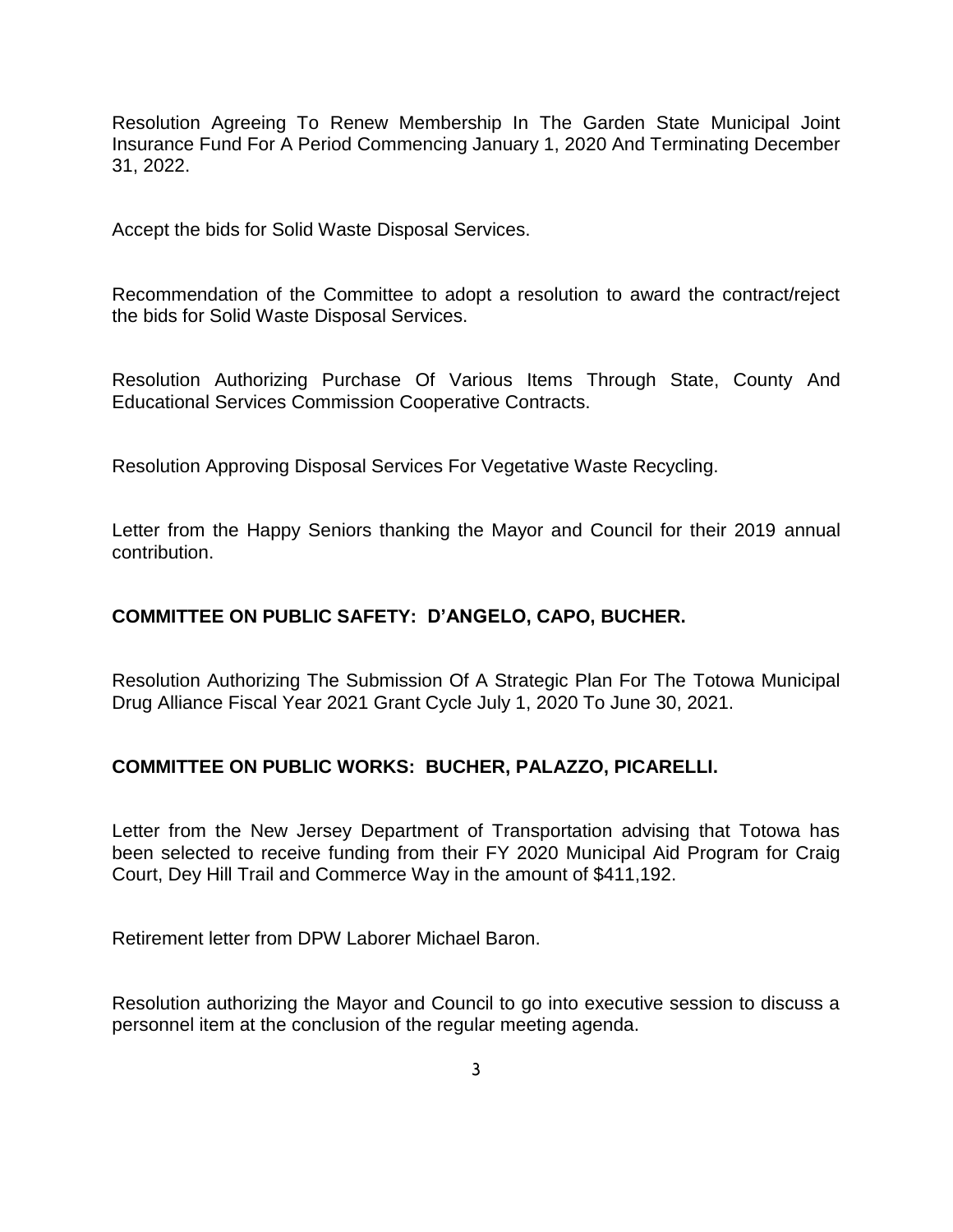Resolution Agreeing To Renew Membership In The Garden State Municipal Joint Insurance Fund For A Period Commencing January 1, 2020 And Terminating December 31, 2022.

Accept the bids for Solid Waste Disposal Services.

Recommendation of the Committee to adopt a resolution to award the contract/reject the bids for Solid Waste Disposal Services.

Resolution Authorizing Purchase Of Various Items Through State, County And Educational Services Commission Cooperative Contracts.

Resolution Approving Disposal Services For Vegetative Waste Recycling.

Letter from the Happy Seniors thanking the Mayor and Council for their 2019 annual contribution.

**COMMITTEE ON PUBLIC SAFETY: D'ANGELO, CAPO, BUCHER.**

Resolution Authorizing The Submission Of A Strategic Plan For The Totowa Municipal Drug Alliance Fiscal Year 2021 Grant Cycle July 1, 2020 To June 30, 2021.

**COMMITTEE ON PUBLIC WORKS: BUCHER, PALAZZO, PICARELLI.**

Letter from the New Jersey Department of Transportation advising that Totowa has been selected to receive funding from their FY 2020 Municipal Aid Program for Craig Court, Dey Hill Trail and Commerce Way in the amount of $411,192.

Retirement letter from DPW Laborer Michael Baron.

Resolution authorizing the Mayor and Council to go into executive session to discuss a personnel item at the conclusion of the regular meeting agenda.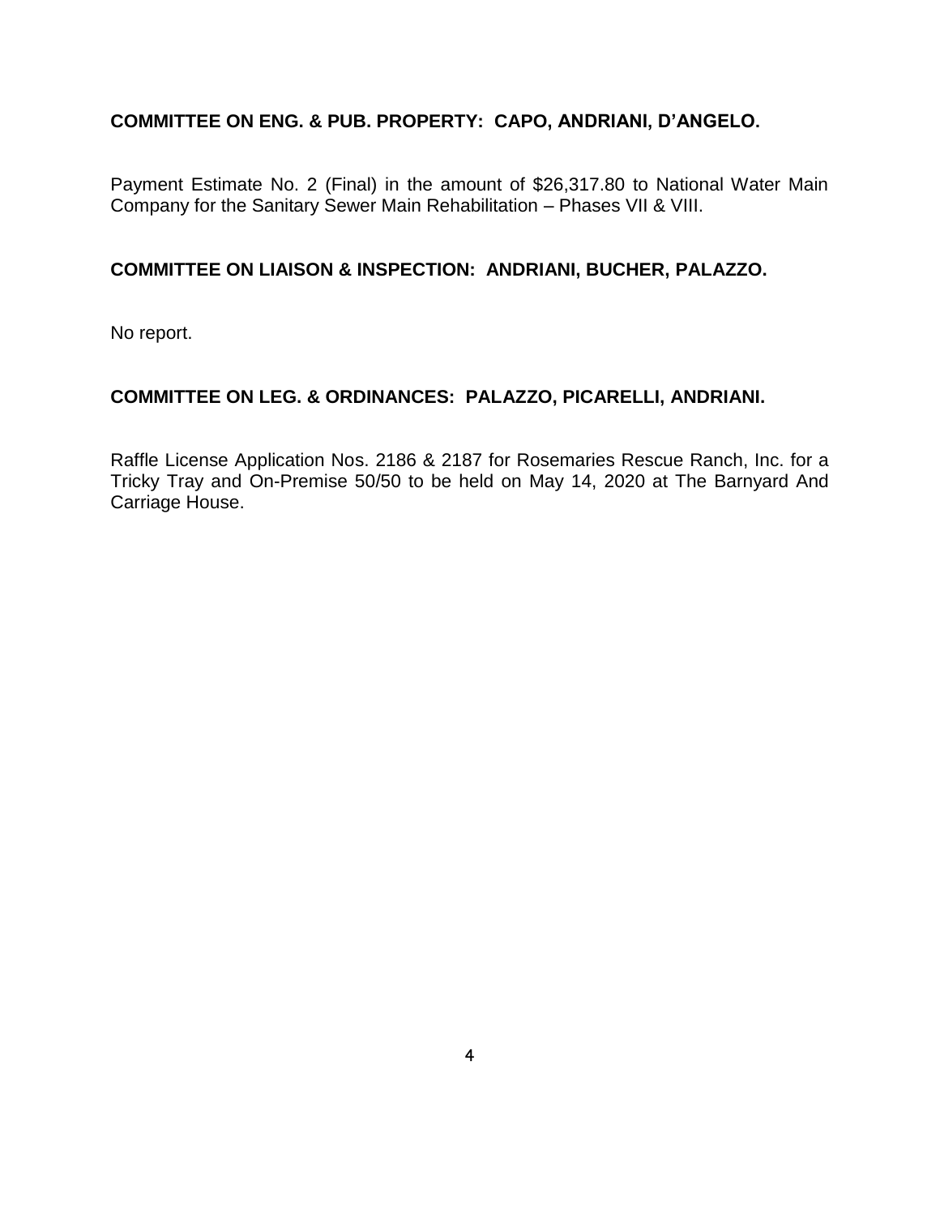**COMMITTEE ON ENG. & PUB. PROPERTY: CAPO, ANDRIANI, D'ANGELO.**

Payment Estimate No. 2 (Final) in the amount of $26,317.80 to National Water Main Company for the Sanitary Sewer Main Rehabilitation – Phases VII & VIII.

**COMMITTEE ON LIAISON & INSPECTION: ANDRIANI, BUCHER, PALAZZO.**

No report.

**COMMITTEE ON LEG. & ORDINANCES: PALAZZO, PICARELLI, ANDRIANI.**

Raffle License Application Nos. 2186 & 2187 for Rosemaries Rescue Ranch, Inc. for a Tricky Tray and On-Premise 50/50 to be held on May 14, 2020 at The Barnyard And Carriage House.